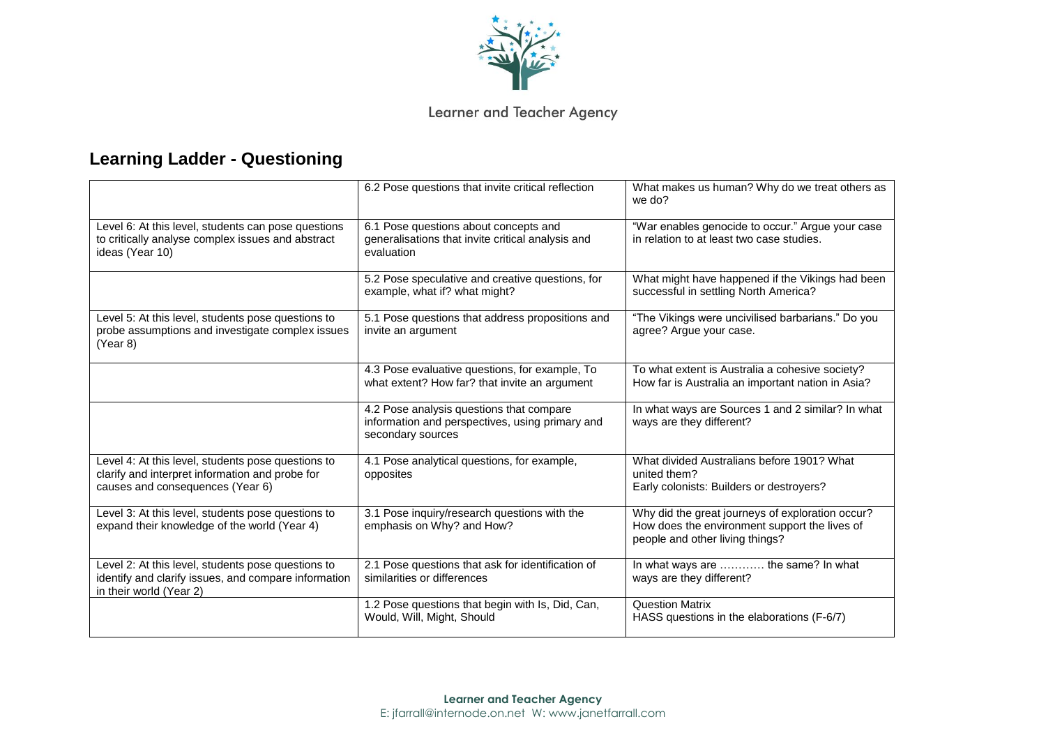Learner and Teacher Agency

## Learning Ladder - Questioning

| | | |
|---|---|---|
| | 6.2 Pose questions that invite critical reflection | What makes us human? Why do we treat others as we do? |
| Level 6: At this level, students can pose questions to critically analyse complex issues and abstract ideas (Year 10) | 6.1 Pose questions about concepts and generalisations that invite critical analysis and evaluation | "War enables genocide to occur." Argue your case in relation to at least two case studies. |
| | 5.2 Pose speculative and creative questions, for example, what if? what might? | What might have happened if the Vikings had been successful in settling North America? |
| Level 5: At this level, students pose questions to probe assumptions and investigate complex issues (Year 8) | 5.1 Pose questions that address propositions and invite an argument | "The Vikings were uncivilised barbarians." Do you agree? Argue your case. |
| | 4.3 Pose evaluative questions, for example, To what extent? How far? that invite an argument | To what extent is Australia a cohesive society? How far is Australia an important nation in Asia? |
| | 4.2 Pose analysis questions that compare information and perspectives, using primary and secondary sources | In what ways are Sources 1 and 2 similar? In what ways are they different? |
| Level 4: At this level, students pose questions to clarify and interpret information and probe for causes and consequences (Year 6) | 4.1 Pose analytical questions, for example, opposites | What divided Australians before 1901? What united them? Early colonists: Builders or destroyers? |
| Level 3: At this level, students pose questions to expand their knowledge of the world (Year 4) | 3.1 Pose inquiry/research questions with the emphasis on Why? and How? | Why did the great journeys of exploration occur? How does the environment support the lives of people and other living things? |
| Level 2: At this level, students pose questions to identify and clarify issues, and compare information in their world (Year 2) | 2.1 Pose questions that ask for identification of similarities or differences | In what ways are ………… the same? In what ways are they different? |
| | 1.2 Pose questions that begin with Is, Did, Can, Would, Will, Might, Should | Question Matrix<br>HASS questions in the elaborations (F-6/7) |

**Learner and Teacher Agency**
E: jfarrall@internode.on.net W: www.janetfarrall.com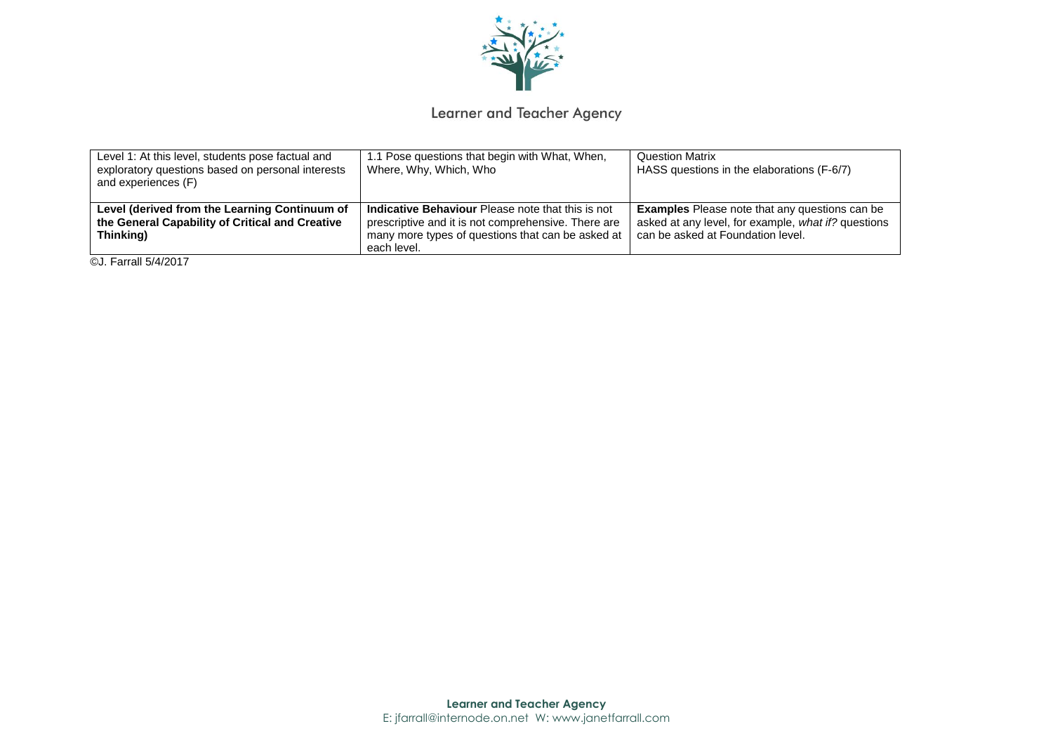Learner and Teacher Agency

| | | |
|---|---|---|
| Level 1: At this level, students pose factual and exploratory questions based on personal interests and experiences (F) | 1.1 Pose questions that begin with What, When, Where, Why, Which, Who | Question Matrix<br>HASS questions in the elaborations (F-6/7) |
| **Level (derived from the Learning Continuum of the General Capability of Critical and Creative Thinking)** | **Indicative Behaviour** Please note that this is not prescriptive and it is not comprehensive. There are many more types of questions that can be asked at each level. | **Examples** Please note that any questions can be asked at any level, for example, *what if?* questions can be asked at Foundation level. |

©J. Farrall 5/4/2017

**Learner and Teacher Agency**
E: jfarrall@internode.on.net W: www.janetfarrall.com